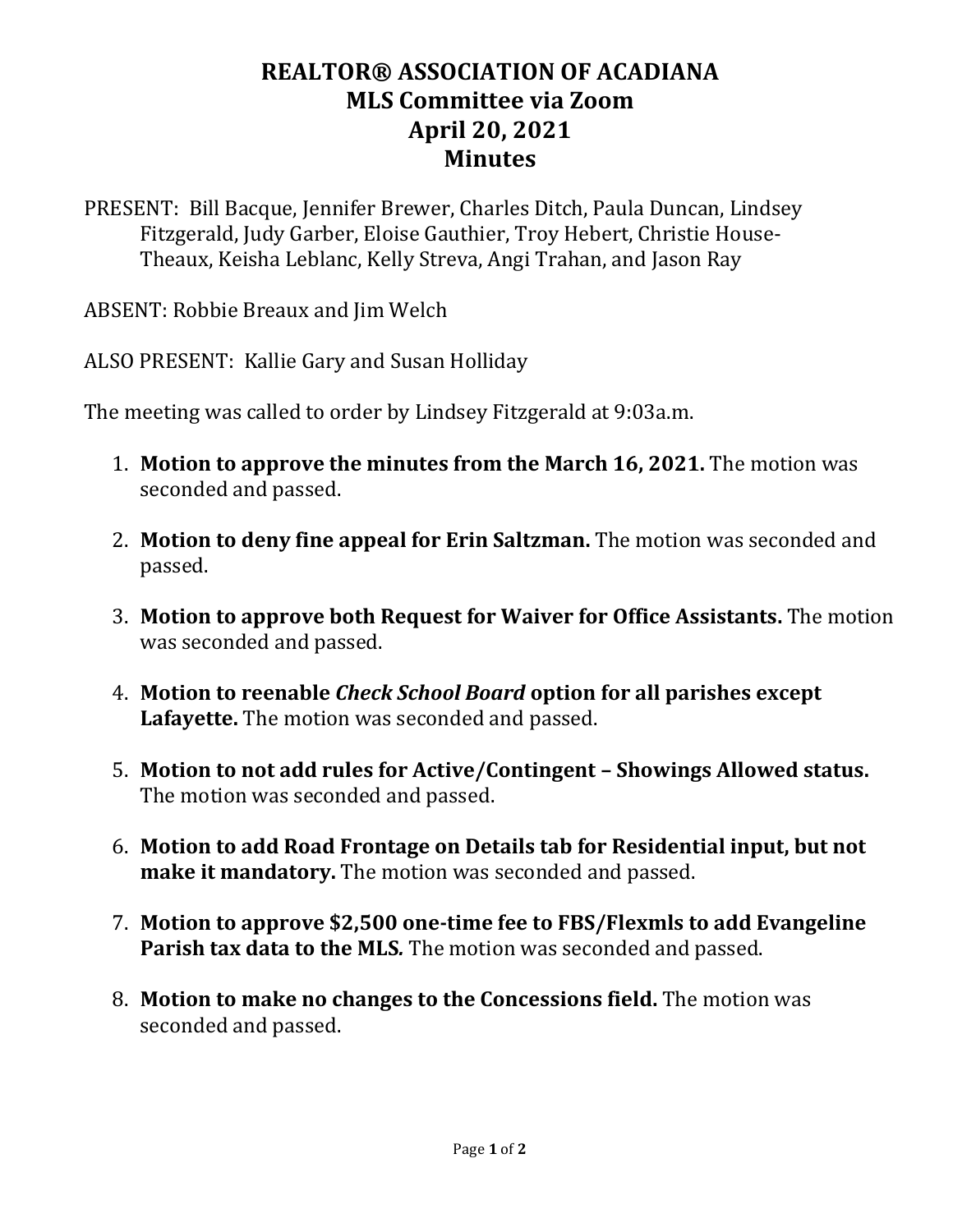# REALTOR® ASSOCIATION OF ACADIANA
## MLS Committee via Zoom
## April 20, 2021
## Minutes

PRESENT: Bill Bacque, Jennifer Brewer, Charles Ditch, Paula Duncan, Lindsey Fitzgerald, Judy Garber, Eloise Gauthier, Troy Hebert, Christie House-Theaux, Keisha Leblanc, Kelly Streva, Angi Trahan, and Jason Ray

ABSENT: Robbie Breaux and Jim Welch

ALSO PRESENT: Kallie Gary and Susan Holliday

The meeting was called to order by Lindsey Fitzgerald at 9:03a.m.

1. **Motion to approve the minutes from the March 16, 2021.** The motion was seconded and passed.

2. **Motion to deny fine appeal for Erin Saltzman.** The motion was seconded and passed.

3. **Motion to approve both Request for Waiver for Office Assistants.** The motion was seconded and passed.

4. **Motion to reenable *Check School Board* option for all parishes except Lafayette.** The motion was seconded and passed.

5. **Motion to not add rules for Active/Contingent – Showings Allowed status.** The motion was seconded and passed.

6. **Motion to add Road Frontage on Details tab for Residential input, but not make it mandatory.** The motion was seconded and passed.

7. **Motion to approve $2,500 one-time fee to FBS/Flexmls to add Evangeline Parish tax data to the MLS.** The motion was seconded and passed.

8. **Motion to make no changes to the Concessions field.** The motion was seconded and passed.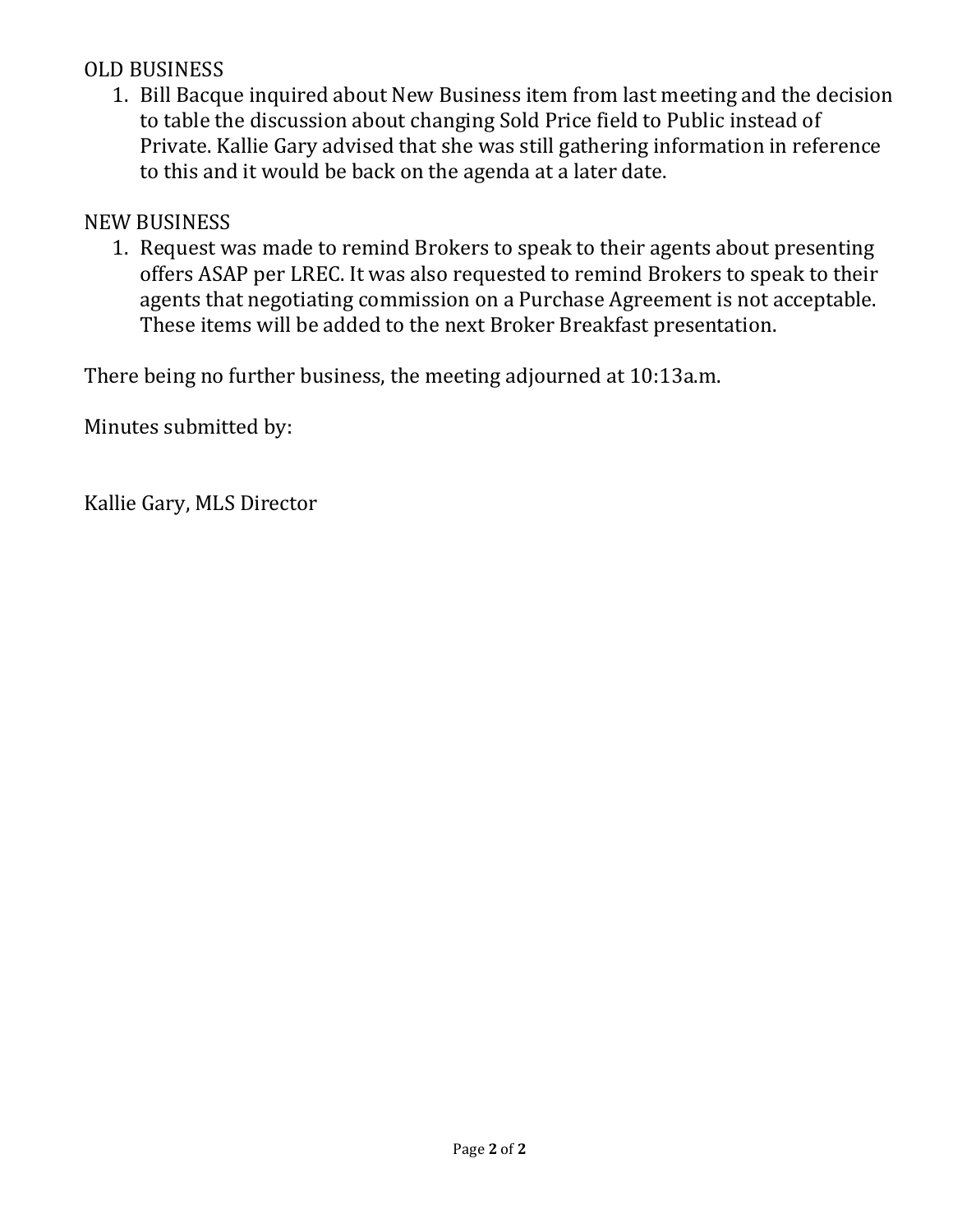OLD BUSINESS

1. Bill Bacque inquired about New Business item from last meeting and the decision to table the discussion about changing Sold Price field to Public instead of Private. Kallie Gary advised that she was still gathering information in reference to this and it would be back on the agenda at a later date.

NEW BUSINESS

1. Request was made to remind Brokers to speak to their agents about presenting offers ASAP per LREC. It was also requested to remind Brokers to speak to their agents that negotiating commission on a Purchase Agreement is not acceptable. These items will be added to the next Broker Breakfast presentation.

There being no further business, the meeting adjourned at 10:13a.m.

Minutes submitted by:

Kallie Gary, MLS Director